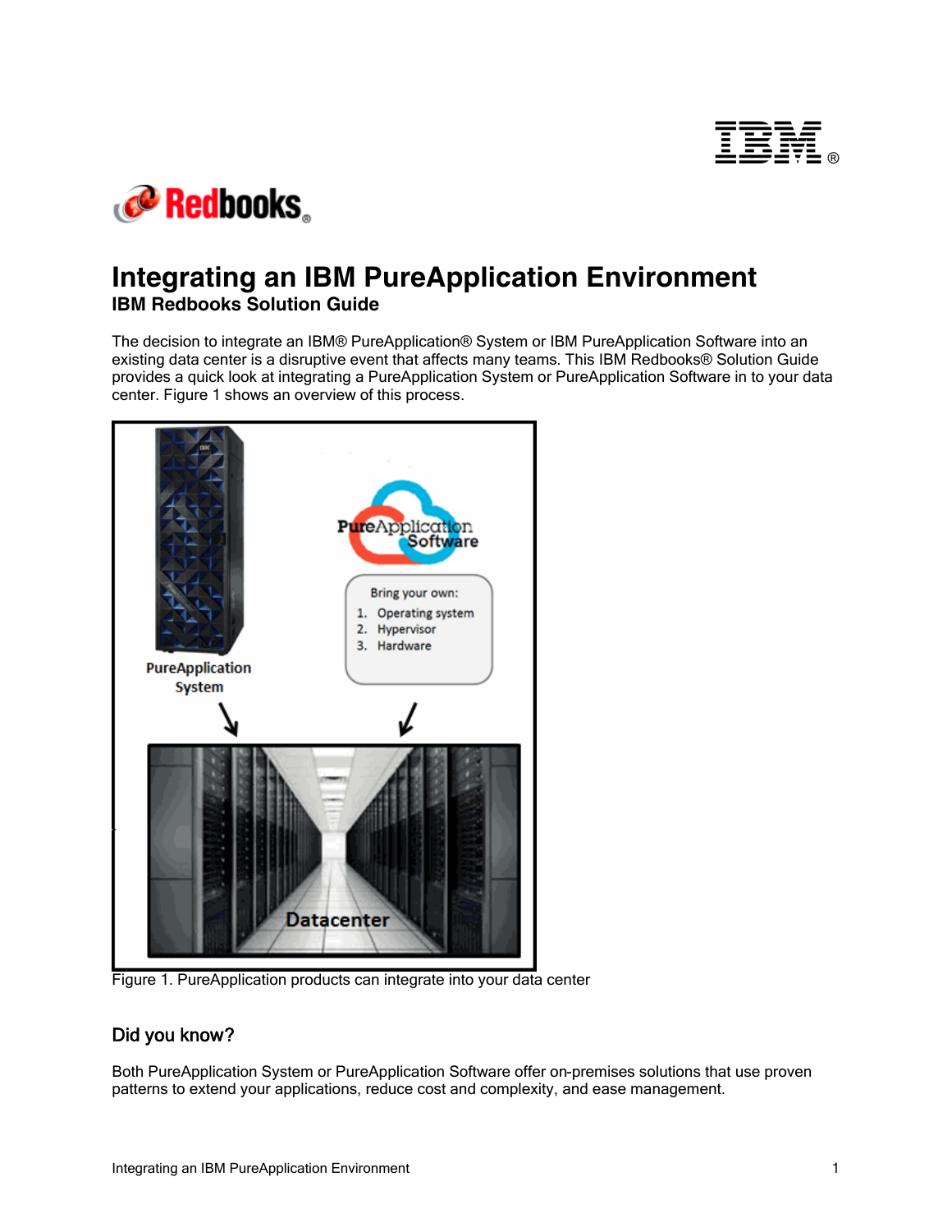# Integrating an IBM PureApplication Environment

## IBM Redbooks Solution Guide

The decision to integrate an IBM® PureApplication® System or IBM PureApplication Software into an existing data center is a disruptive event that affects many teams. This IBM Redbooks® Solution Guide provides a quick look at integrating a PureApplication System or PureApplication Software in to your data center. Figure 1 shows an overview of this process.

Figure 1. PureApplication products can integrate into your data center

## Did you know?

Both PureApplication System or PureApplication Software offer on-premises solutions that use proven patterns to extend your applications, reduce cost and complexity, and ease management.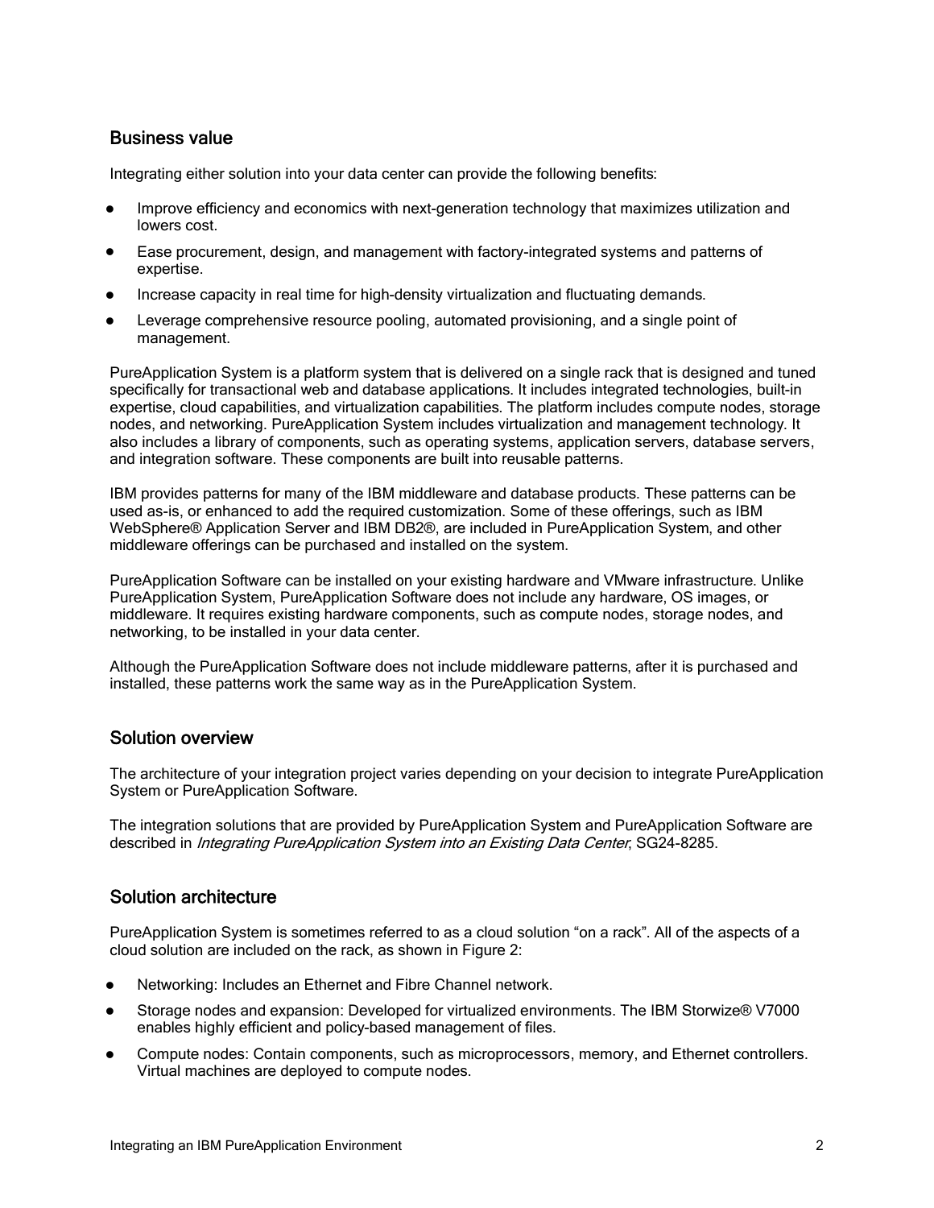## Business value

Integrating either solution into your data center can provide the following benefits:

- Improve efficiency and economics with next-generation technology that maximizes utilization and lowers cost.
- Ease procurement, design, and management with factory-integrated systems and patterns of expertise.
- Increase capacity in real time for high-density virtualization and fluctuating demands.
- Leverage comprehensive resource pooling, automated provisioning, and a single point of management.

PureApplication System is a platform system that is delivered on a single rack that is designed and tuned specifically for transactional web and database applications. It includes integrated technologies, built-in expertise, cloud capabilities, and virtualization capabilities. The platform includes compute nodes, storage nodes, and networking. PureApplication System includes virtualization and management technology. It also includes a library of components, such as operating systems, application servers, database servers, and integration software. These components are built into reusable patterns.

IBM provides patterns for many of the IBM middleware and database products. These patterns can be used as-is, or enhanced to add the required customization. Some of these offerings, such as IBM WebSphere® Application Server and IBM DB2®, are included in PureApplication System, and other middleware offerings can be purchased and installed on the system.

PureApplication Software can be installed on your existing hardware and VMware infrastructure. Unlike PureApplication System, PureApplication Software does not include any hardware, OS images, or middleware. It requires existing hardware components, such as compute nodes, storage nodes, and networking, to be installed in your data center.

Although the PureApplication Software does not include middleware patterns, after it is purchased and installed, these patterns work the same way as in the PureApplication System.

## Solution overview

The architecture of your integration project varies depending on your decision to integrate PureApplication System or PureApplication Software.

The integration solutions that are provided by PureApplication System and PureApplication Software are described in *Integrating PureApplication System into an Existing Data Center*, SG24-8285.

## Solution architecture

PureApplication System is sometimes referred to as a cloud solution "on a rack". All of the aspects of a cloud solution are included on the rack, as shown in Figure 2:

- Networking: Includes an Ethernet and Fibre Channel network.
- Storage nodes and expansion: Developed for virtualized environments. The IBM Storwize® V7000 enables highly efficient and policy-based management of files.
- Compute nodes: Contain components, such as microprocessors, memory, and Ethernet controllers. Virtual machines are deployed to compute nodes.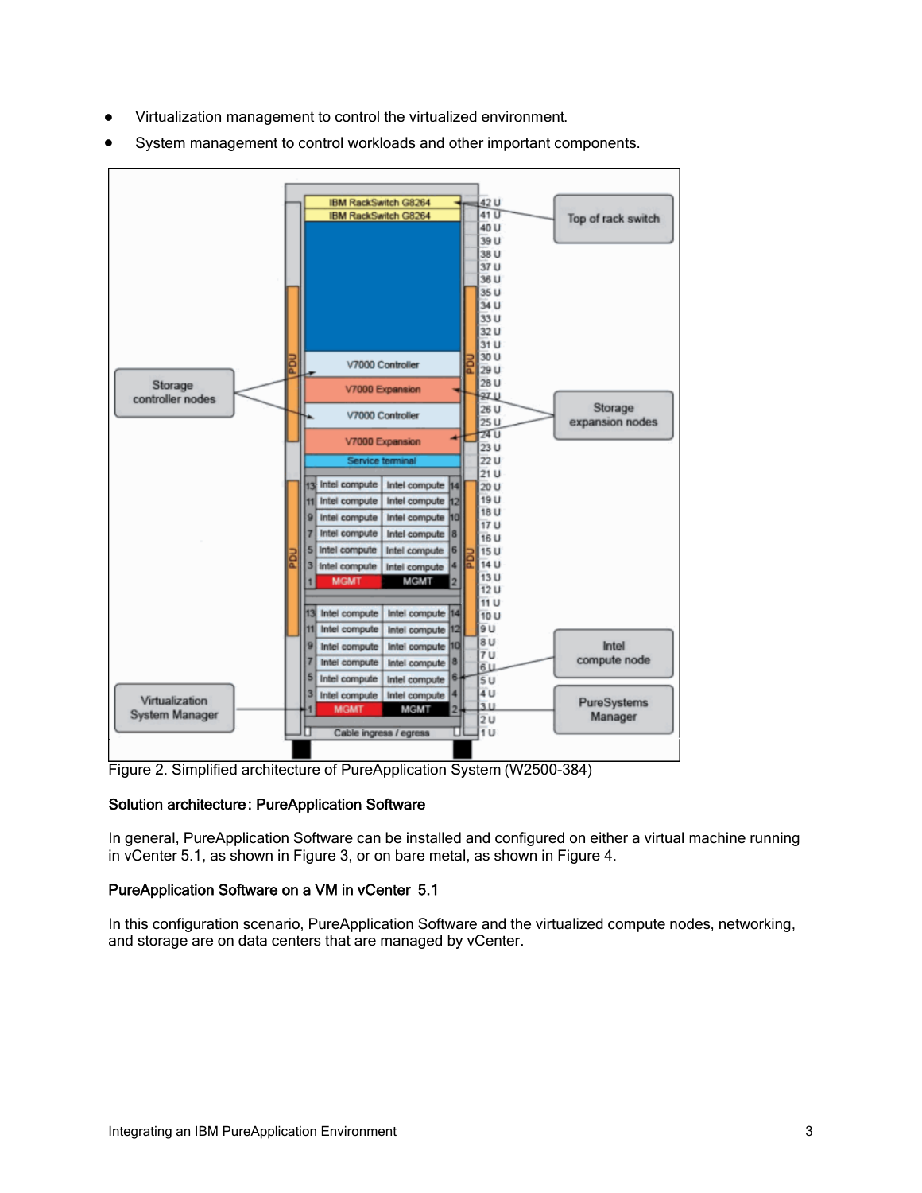- Virtualization management to control the virtualized environment.
- System management to control workloads and other important components.

Figure 2. Simplified architecture of PureApplication System (W2500-384)

### Solution architecture: PureApplication Software

In general, PureApplication Software can be installed and configured on either a virtual machine running in vCenter 5.1, as shown in Figure 3, or on bare metal, as shown in Figure 4.

### PureApplication Software on a VM in vCenter 5.1

In this configuration scenario, PureApplication Software and the virtualized compute nodes, networking, and storage are on data centers that are managed by vCenter.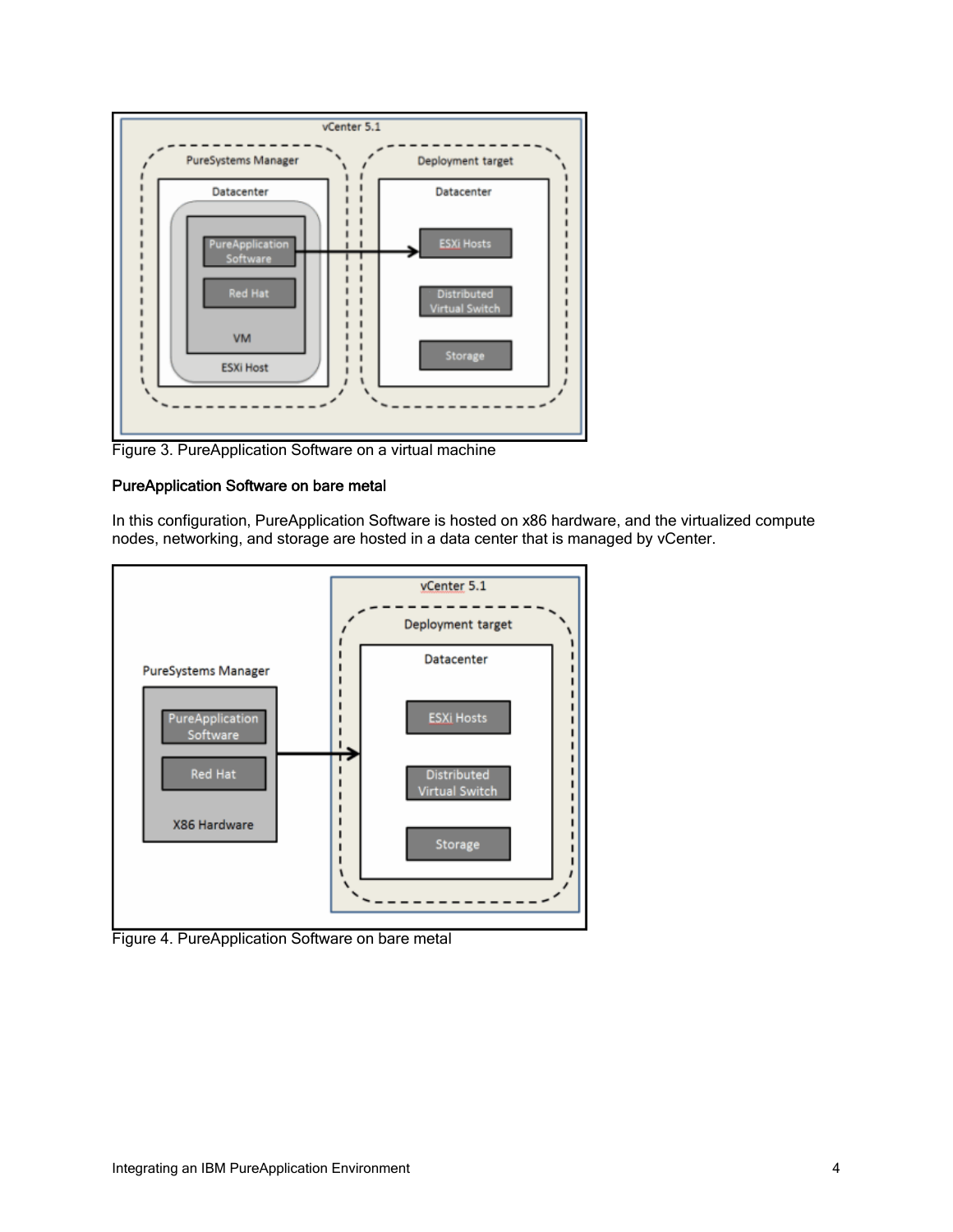Figure 3. PureApplication Software on a virtual machine

### PureApplication Software on bare metal

In this configuration, PureApplication Software is hosted on x86 hardware, and the virtualized compute nodes, networking, and storage are hosted in a data center that is managed by vCenter.

Figure 4. PureApplication Software on bare metal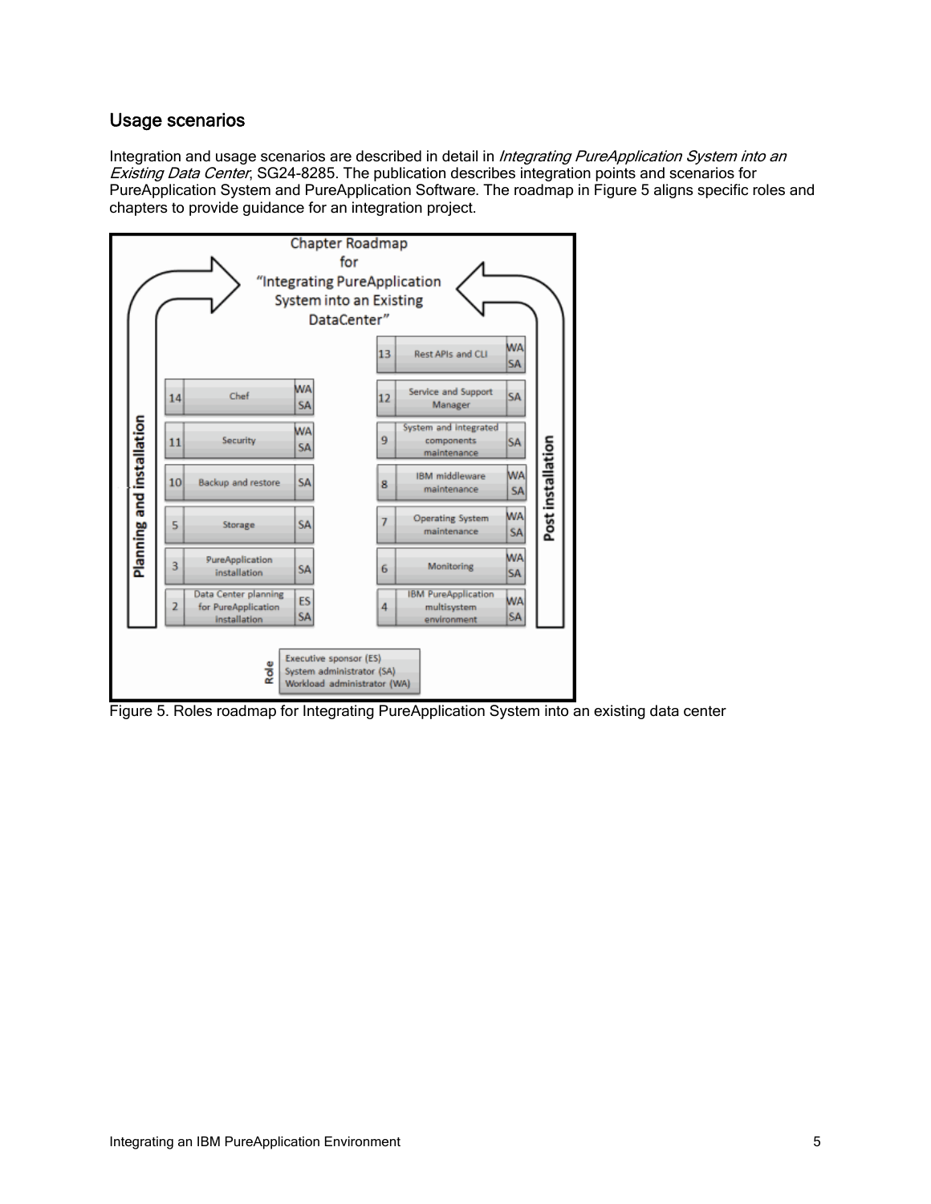## Usage scenarios

Integration and usage scenarios are described in detail in *Integrating PureApplication System into an Existing Data Center*, SG24-8285. The publication describes integration points and scenarios for PureApplication System and PureApplication Software. The roadmap in Figure 5 aligns specific roles and chapters to provide guidance for an integration project.

Chapter Roadmap for "Integrating PureApplication System into an Existing DataCenter"

**Planning and installation**

| Chapter | Topic | Role |
|---|---|---|
| 14 | Chef | WA, SA |
| 11 | Security | WA, SA |
| 10 | Backup and restore | SA |
| 5 | Storage | SA |
| 3 | PureApplication installation | SA |
| 2 | Data Center planning for PureApplication installation | ES, SA |

**Post installation**

| Chapter | Topic | Role |
|---|---|---|
| 13 | Rest APIs and CLI | WA, SA |
| 12 | Service and Support Manager | SA |
| 9 | System and integrated components maintenance | SA |
| 8 | IBM middleware maintenance | WA, SA |
| 7 | Operating System maintenance | WA, SA |
| 6 | Monitoring | WA, SA |
| 4 | IBM PureApplication multisystem environment | WA, SA |

**Role**
- Executive sponsor (ES)
- System administrator (SA)
- Workload administrator (WA)

Figure 5. Roles roadmap for Integrating PureApplication System into an existing data center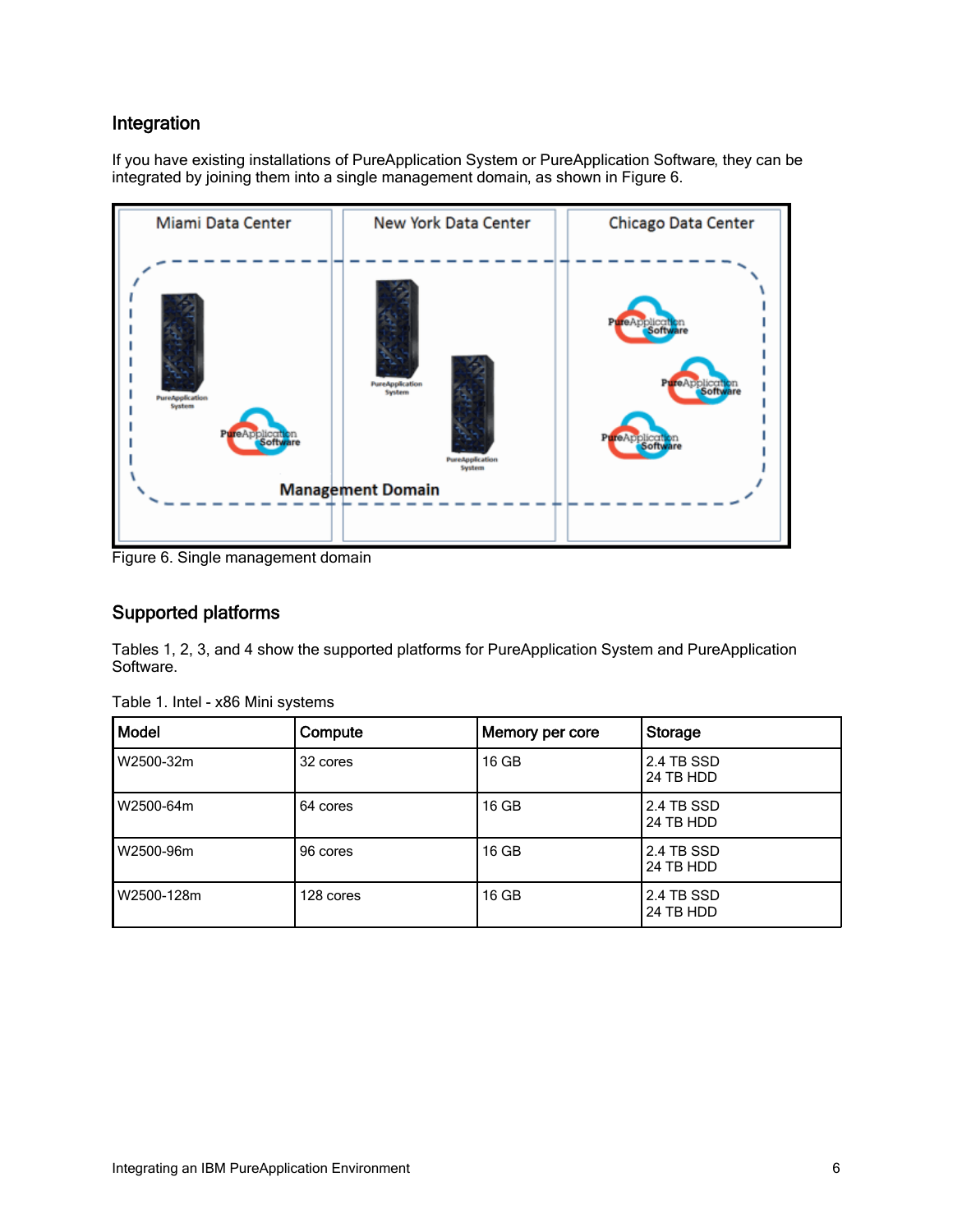## Integration

If you have existing installations of PureApplication System or PureApplication Software, they can be integrated by joining them into a single management domain, as shown in Figure 6.

Figure 6. Single management domain

## Supported platforms

Tables 1, 2, 3, and 4 show the supported platforms for PureApplication System and PureApplication Software.

Table 1. Intel - x86 Mini systems

| Model | Compute | Memory per core | Storage |
|---|---|---|---|
| W2500-32m | 32 cores | 16 GB | 2.4 TB SSD<br>24 TB HDD |
| W2500-64m | 64 cores | 16 GB | 2.4 TB SSD<br>24 TB HDD |
| W2500-96m | 96 cores | 16 GB | 2.4 TB SSD<br>24 TB HDD |
| W2500-128m | 128 cores | 16 GB | 2.4 TB SSD<br>24 TB HDD |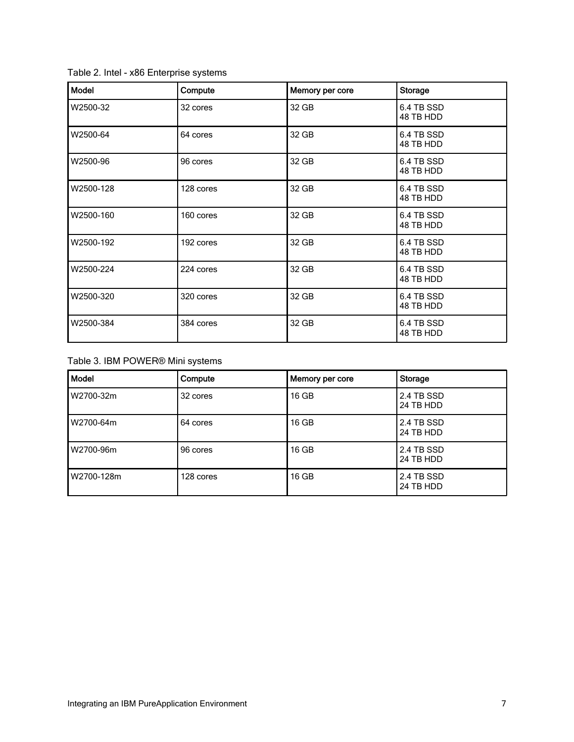Table 2. Intel - x86 Enterprise systems

| Model | Compute | Memory per core | Storage |
|---|---|---|---|
| W2500-32 | 32 cores | 32 GB | 6.4 TB SSD<br>48 TB HDD |
| W2500-64 | 64 cores | 32 GB | 6.4 TB SSD<br>48 TB HDD |
| W2500-96 | 96 cores | 32 GB | 6.4 TB SSD<br>48 TB HDD |
| W2500-128 | 128 cores | 32 GB | 6.4 TB SSD<br>48 TB HDD |
| W2500-160 | 160 cores | 32 GB | 6.4 TB SSD<br>48 TB HDD |
| W2500-192 | 192 cores | 32 GB | 6.4 TB SSD<br>48 TB HDD |
| W2500-224 | 224 cores | 32 GB | 6.4 TB SSD<br>48 TB HDD |
| W2500-320 | 320 cores | 32 GB | 6.4 TB SSD<br>48 TB HDD |
| W2500-384 | 384 cores | 32 GB | 6.4 TB SSD<br>48 TB HDD |

Table 3. IBM POWER® Mini systems

| Model | Compute | Memory per core | Storage |
|---|---|---|---|
| W2700-32m | 32 cores | 16 GB | 2.4 TB SSD<br>24 TB HDD |
| W2700-64m | 64 cores | 16 GB | 2.4 TB SSD<br>24 TB HDD |
| W2700-96m | 96 cores | 16 GB | 2.4 TB SSD<br>24 TB HDD |
| W2700-128m | 128 cores | 16 GB | 2.4 TB SSD<br>24 TB HDD |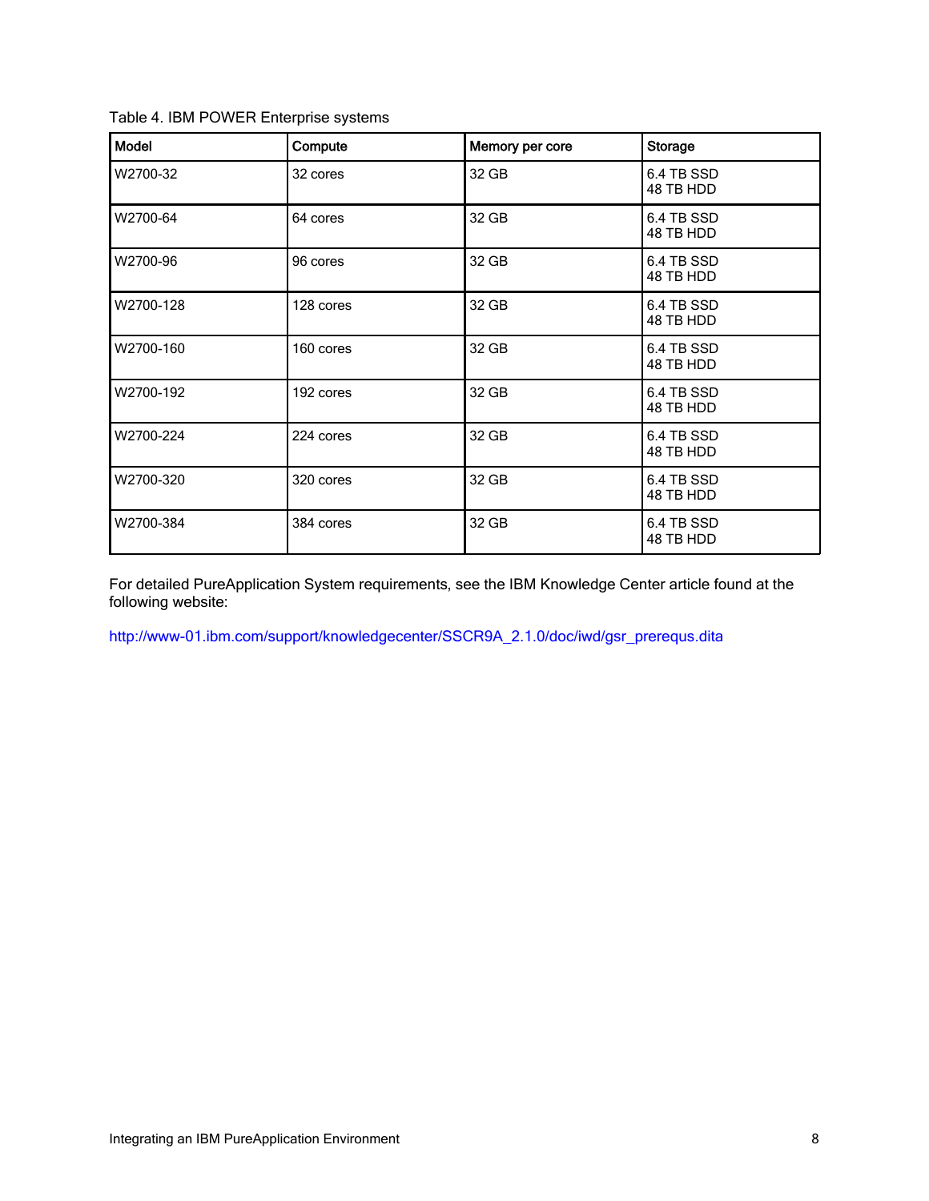Table 4. IBM POWER Enterprise systems

| Model | Compute | Memory per core | Storage |
|---|---|---|---|
| W2700-32 | 32 cores | 32 GB | 6.4 TB SSD<br>48 TB HDD |
| W2700-64 | 64 cores | 32 GB | 6.4 TB SSD<br>48 TB HDD |
| W2700-96 | 96 cores | 32 GB | 6.4 TB SSD<br>48 TB HDD |
| W2700-128 | 128 cores | 32 GB | 6.4 TB SSD<br>48 TB HDD |
| W2700-160 | 160 cores | 32 GB | 6.4 TB SSD<br>48 TB HDD |
| W2700-192 | 192 cores | 32 GB | 6.4 TB SSD<br>48 TB HDD |
| W2700-224 | 224 cores | 32 GB | 6.4 TB SSD<br>48 TB HDD |
| W2700-320 | 320 cores | 32 GB | 6.4 TB SSD<br>48 TB HDD |
| W2700-384 | 384 cores | 32 GB | 6.4 TB SSD<br>48 TB HDD |

For detailed PureApplication System requirements, see the IBM Knowledge Center article found at the following website:

http://www-01.ibm.com/support/knowledgecenter/SSCR9A_2.1.0/doc/iwd/gsr_prerequs.dita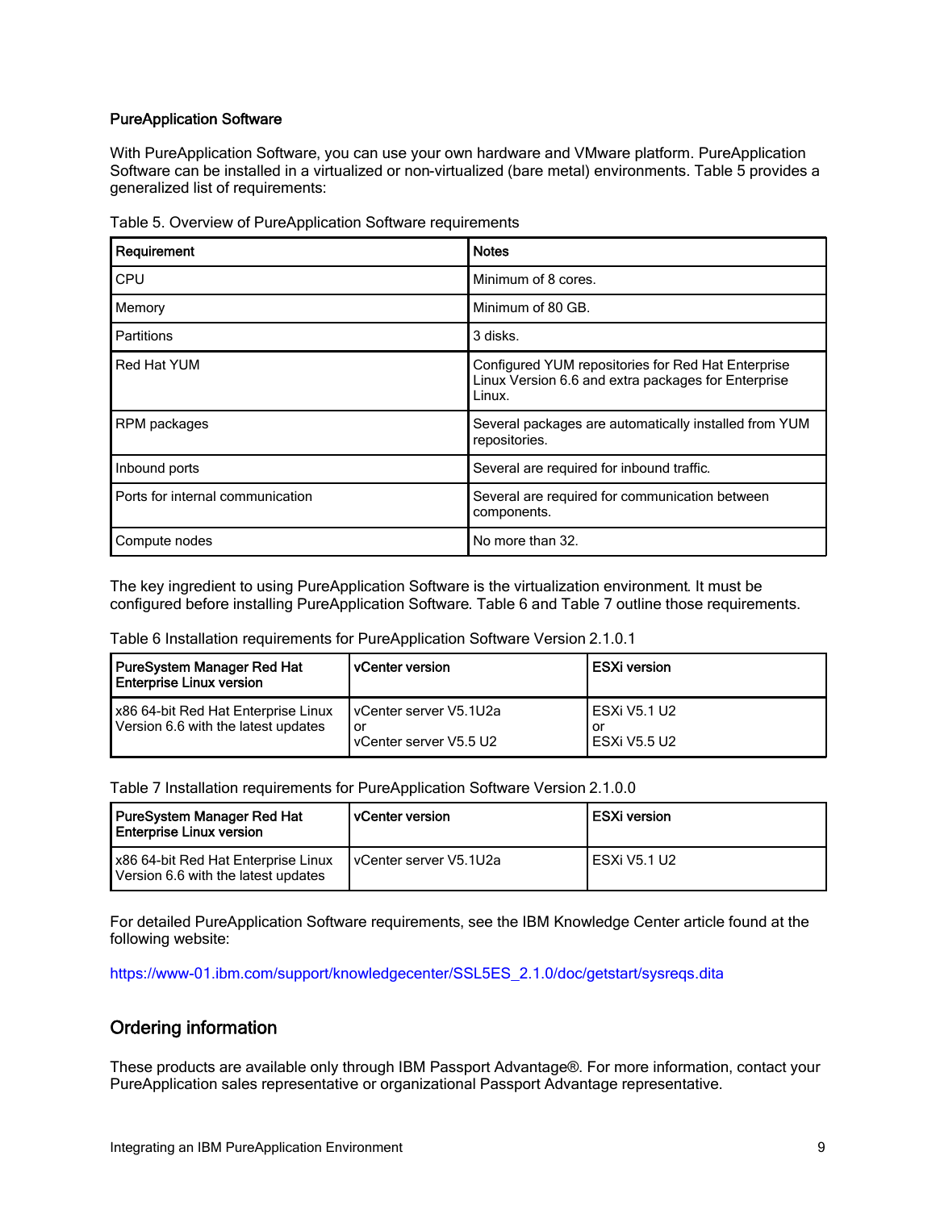### PureApplication Software

With PureApplication Software, you can use your own hardware and VMware platform. PureApplication Software can be installed in a virtualized or non-virtualized (bare metal) environments. Table 5 provides a generalized list of requirements:

Table 5. Overview of PureApplication Software requirements

| Requirement | Notes |
|---|---|
| CPU | Minimum of 8 cores. |
| Memory | Minimum of 80 GB. |
| Partitions | 3 disks. |
| Red Hat YUM | Configured YUM repositories for Red Hat Enterprise Linux Version 6.6 and extra packages for Enterprise Linux. |
| RPM packages | Several packages are automatically installed from YUM repositories. |
| Inbound ports | Several are required for inbound traffic. |
| Ports for internal communication | Several are required for communication between components. |
| Compute nodes | No more than 32. |

The key ingredient to using PureApplication Software is the virtualization environment. It must be configured before installing PureApplication Software. Table 6 and Table 7 outline those requirements.

Table 6 Installation requirements for PureApplication Software Version 2.1.0.1

| PureSystem Manager Red Hat Enterprise Linux version | vCenter version | ESXi version |
|---|---|---|
| x86 64-bit Red Hat Enterprise Linux Version 6.6 with the latest updates | vCenter server V5.1U2a or vCenter server V5.5 U2 | ESXi V5.1 U2 or ESXi V5.5 U2 |

Table 7 Installation requirements for PureApplication Software Version 2.1.0.0

| PureSystem Manager Red Hat Enterprise Linux version | vCenter version | ESXi version |
|---|---|---|
| x86 64-bit Red Hat Enterprise Linux Version 6.6 with the latest updates | vCenter server V5.1U2a | ESXi V5.1 U2 |

For detailed PureApplication Software requirements, see the IBM Knowledge Center article found at the following website:

https://www-01.ibm.com/support/knowledgecenter/SSL5ES_2.1.0/doc/getstart/sysreqs.dita

## Ordering information

These products are available only through IBM Passport Advantage®. For more information, contact your PureApplication sales representative or organizational Passport Advantage representative.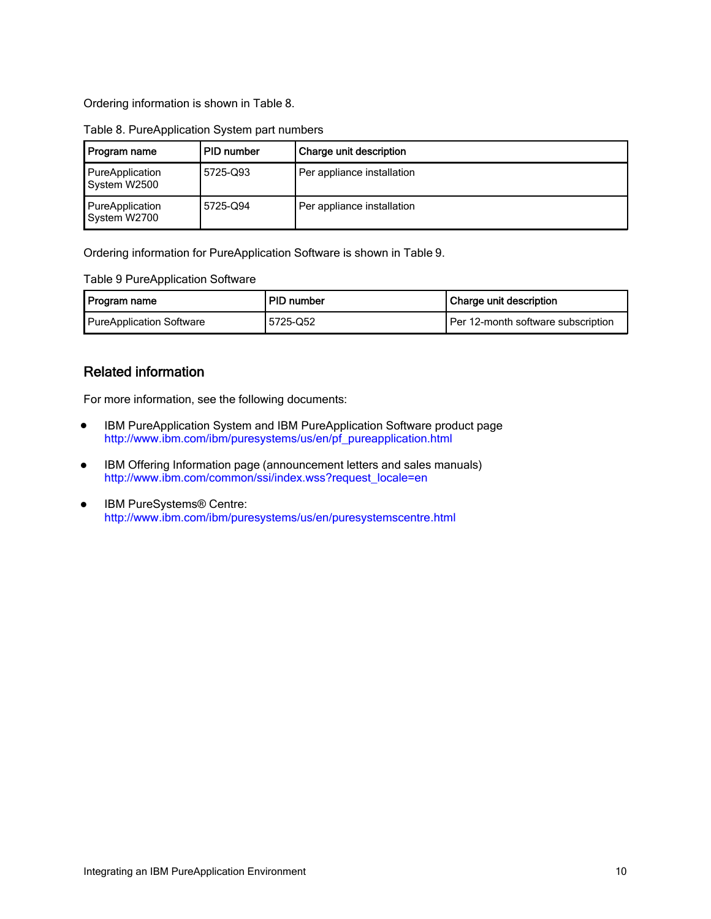Ordering information is shown in Table 8.

Table 8. PureApplication System part numbers

| Program name | PID number | Charge unit description |
|---|---|---|
| PureApplication System W2500 | 5725-Q93 | Per appliance installation |
| PureApplication System W2700 | 5725-Q94 | Per appliance installation |

Ordering information for PureApplication Software is shown in Table 9.

Table 9 PureApplication Software

| Program name | PID number | Charge unit description |
|---|---|---|
| PureApplication Software | 5725-Q52 | Per 12-month software subscription |

## Related information

For more information, see the following documents:

- IBM PureApplication System and IBM PureApplication Software product page
  http://www.ibm.com/ibm/puresystems/us/en/pf_pureapplication.html
- IBM Offering Information page (announcement letters and sales manuals)
  http://www.ibm.com/common/ssi/index.wss?request_locale=en
- IBM PureSystems® Centre:
  http://www.ibm.com/ibm/puresystems/us/en/puresystemscentre.html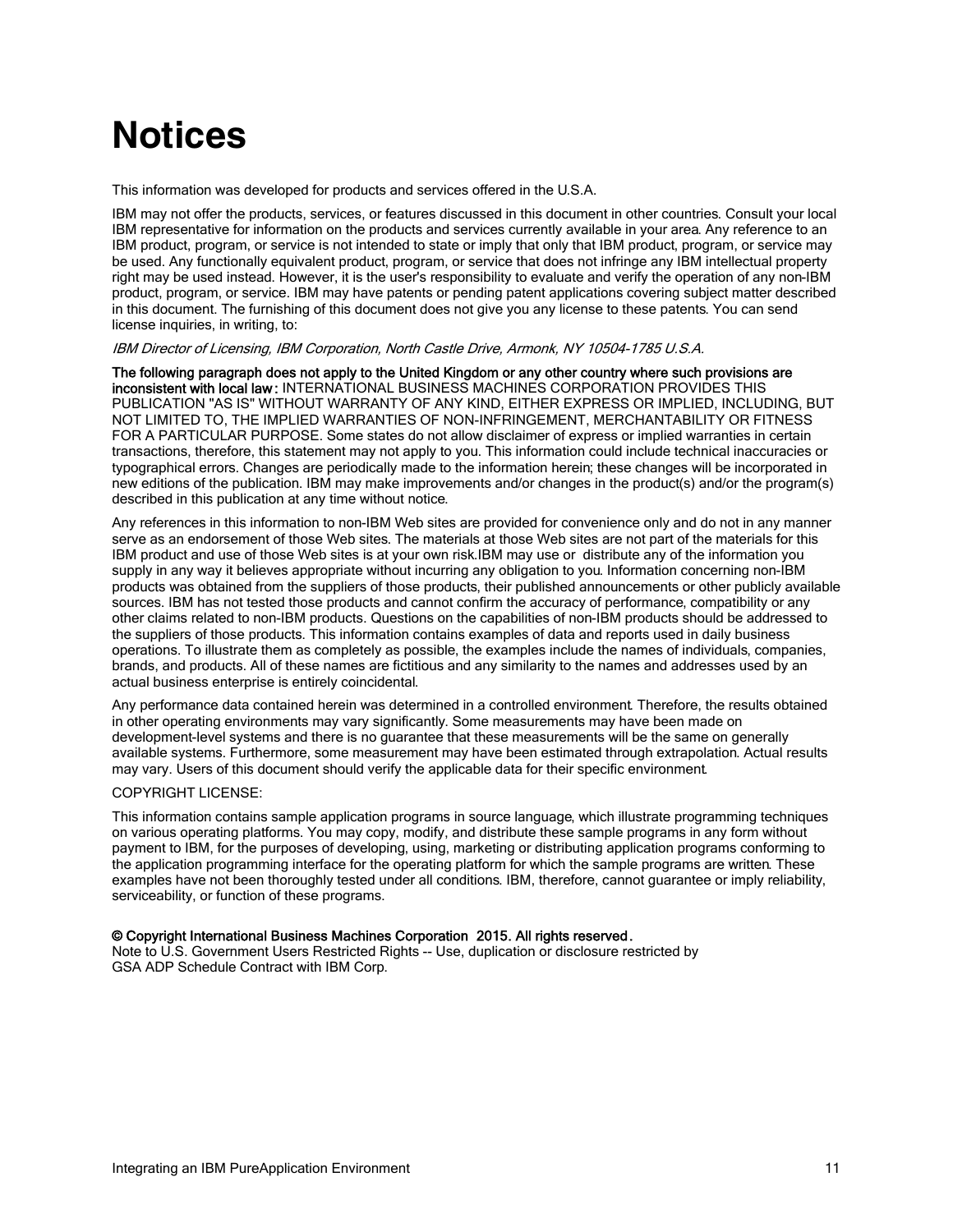# Notices

This information was developed for products and services offered in the U.S.A.

IBM may not offer the products, services, or features discussed in this document in other countries. Consult your local IBM representative for information on the products and services currently available in your area. Any reference to an IBM product, program, or service is not intended to state or imply that only that IBM product, program, or service may be used. Any functionally equivalent product, program, or service that does not infringe any IBM intellectual property right may be used instead. However, it is the user's responsibility to evaluate and verify the operation of any non-IBM product, program, or service. IBM may have patents or pending patent applications covering subject matter described in this document. The furnishing of this document does not give you any license to these patents. You can send license inquiries, in writing, to:

*IBM Director of Licensing, IBM Corporation, North Castle Drive, Armonk, NY 10504-1785 U.S.A.*

**The following paragraph does not apply to the United Kingdom or any other country where such provisions are inconsistent with local law:** INTERNATIONAL BUSINESS MACHINES CORPORATION PROVIDES THIS PUBLICATION "AS IS" WITHOUT WARRANTY OF ANY KIND, EITHER EXPRESS OR IMPLIED, INCLUDING, BUT NOT LIMITED TO, THE IMPLIED WARRANTIES OF NON-INFRINGEMENT, MERCHANTABILITY OR FITNESS FOR A PARTICULAR PURPOSE. Some states do not allow disclaimer of express or implied warranties in certain transactions, therefore, this statement may not apply to you. This information could include technical inaccuracies or typographical errors. Changes are periodically made to the information herein; these changes will be incorporated in new editions of the publication. IBM may make improvements and/or changes in the product(s) and/or the program(s) described in this publication at any time without notice.

Any references in this information to non-IBM Web sites are provided for convenience only and do not in any manner serve as an endorsement of those Web sites. The materials at those Web sites are not part of the materials for this IBM product and use of those Web sites is at your own risk.IBM may use or distribute any of the information you supply in any way it believes appropriate without incurring any obligation to you. Information concerning non-IBM products was obtained from the suppliers of those products, their published announcements or other publicly available sources. IBM has not tested those products and cannot confirm the accuracy of performance, compatibility or any other claims related to non-IBM products. Questions on the capabilities of non-IBM products should be addressed to the suppliers of those products. This information contains examples of data and reports used in daily business operations. To illustrate them as completely as possible, the examples include the names of individuals, companies, brands, and products. All of these names are fictitious and any similarity to the names and addresses used by an actual business enterprise is entirely coincidental.

Any performance data contained herein was determined in a controlled environment. Therefore, the results obtained in other operating environments may vary significantly. Some measurements may have been made on development-level systems and there is no guarantee that these measurements will be the same on generally available systems. Furthermore, some measurement may have been estimated through extrapolation. Actual results may vary. Users of this document should verify the applicable data for their specific environment.

COPYRIGHT LICENSE:

This information contains sample application programs in source language, which illustrate programming techniques on various operating platforms. You may copy, modify, and distribute these sample programs in any form without payment to IBM, for the purposes of developing, using, marketing or distributing application programs conforming to the application programming interface for the operating platform for which the sample programs are written. These examples have not been thoroughly tested under all conditions. IBM, therefore, cannot guarantee or imply reliability, serviceability, or function of these programs.

**© Copyright International Business Machines Corporation 2015. All rights reserved.**
Note to U.S. Government Users Restricted Rights -- Use, duplication or disclosure restricted by GSA ADP Schedule Contract with IBM Corp.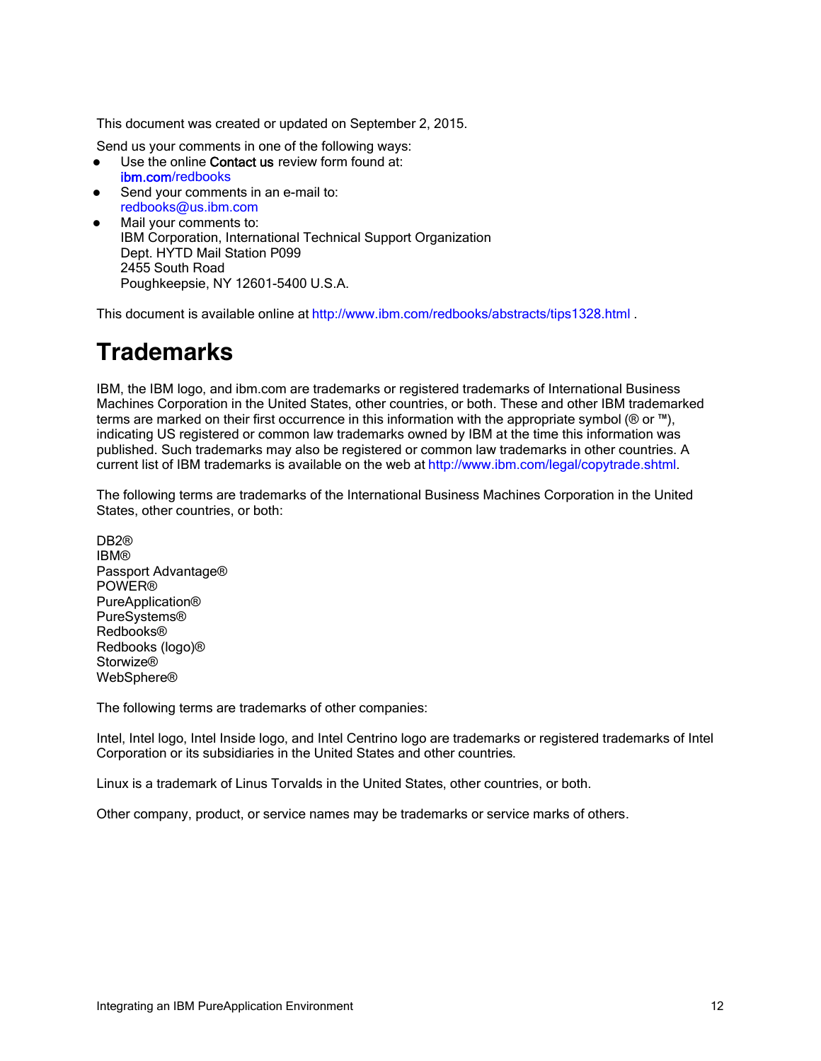This document was created or updated on September 2, 2015.

Send us your comments in one of the following ways:

- Use the online **Contact us** review form found at:
  **ibm.com**/redbooks
- Send your comments in an e-mail to:
  redbooks@us.ibm.com
- Mail your comments to:
  IBM Corporation, International Technical Support Organization
  Dept. HYTD Mail Station P099
  2455 South Road
  Poughkeepsie, NY 12601-5400 U.S.A.

This document is available online at http://www.ibm.com/redbooks/abstracts/tips1328.html .

# Trademarks

IBM, the IBM logo, and ibm.com are trademarks or registered trademarks of International Business Machines Corporation in the United States, other countries, or both. These and other IBM trademarked terms are marked on their first occurrence in this information with the appropriate symbol (® or ™), indicating US registered or common law trademarks owned by IBM at the time this information was published. Such trademarks may also be registered or common law trademarks in other countries. A current list of IBM trademarks is available on the web at http://www.ibm.com/legal/copytrade.shtml.

The following terms are trademarks of the International Business Machines Corporation in the United States, other countries, or both:

DB2®
IBM®
Passport Advantage®
POWER®
PureApplication®
PureSystems®
Redbooks®
Redbooks (logo)®
Storwize®
WebSphere®

The following terms are trademarks of other companies:

Intel, Intel logo, Intel Inside logo, and Intel Centrino logo are trademarks or registered trademarks of Intel Corporation or its subsidiaries in the United States and other countries.

Linux is a trademark of Linus Torvalds in the United States, other countries, or both.

Other company, product, or service names may be trademarks or service marks of others.